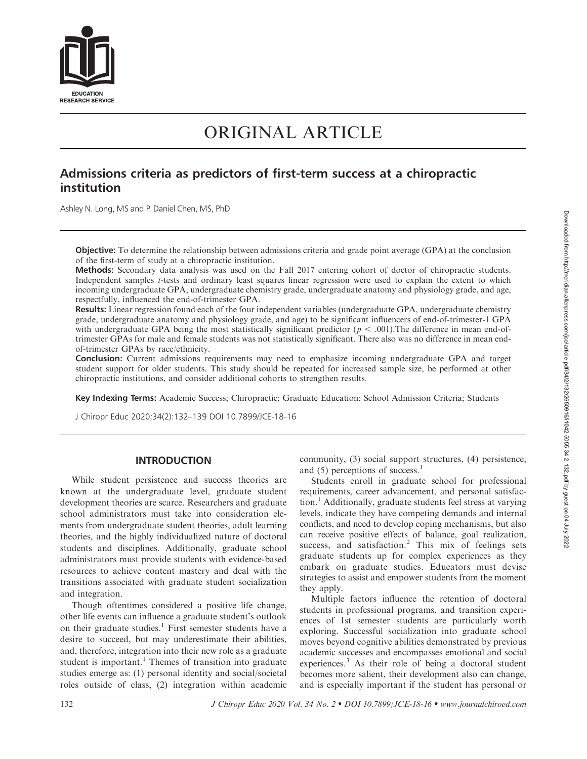# ORIGINAL ARTICLE

## Admissions criteria as predictors of first-term success at a chiropractic institution

Ashley N. Long, MS and P. Daniel Chen, MS, PhD

**Objective:** To determine the relationship between admissions criteria and grade point average (GPA) at the conclusion of the first-term of study at a chiropractic institution.

**Methods:** Secondary data analysis was used on the Fall 2017 entering cohort of doctor of chiropractic students. Independent samples *t*-tests and ordinary least squares linear regression were used to explain the extent to which incoming undergraduate GPA, undergraduate chemistry grade, undergraduate anatomy and physiology grade, and age, respectfully, influenced the end-of-trimester GPA.

**Results:** Linear regression found each of the four independent variables (undergraduate GPA, undergraduate chemistry grade, undergraduate anatomy and physiology grade, and age) to be significant influencers of end-of-trimester-1 GPA with undergraduate GPA being the most statistically significant predictor ($p < .001$).The difference in mean end-of-trimester GPAs for male and female students was not statistically significant. There also was no difference in mean end-of-trimester GPAs by race/ethnicity.

**Conclusion:** Current admissions requirements may need to emphasize incoming undergraduate GPA and target student support for older students. This study should be repeated for increased sample size, be performed at other chiropractic institutions, and consider additional cohorts to strengthen results.

**Key Indexing Terms:** Academic Success; Chiropractic; Graduate Education; School Admission Criteria; Students

J Chiropr Educ 2020;34(2):132–139 DOI 10.7899/JCE-18-16

## INTRODUCTION

While student persistence and success theories are known at the undergraduate level, graduate student development theories are scarce. Researchers and graduate school administrators must take into consideration elements from undergraduate student theories, adult learning theories, and the highly individualized nature of doctoral students and disciplines. Additionally, graduate school administrators must provide students with evidence-based resources to achieve content mastery and deal with the transitions associated with graduate student socialization and integration.

Though oftentimes considered a positive life change, other life events can influence a graduate student's outlook on their graduate studies.[1] First semester students have a desire to succeed, but may underestimate their abilities, and, therefore, integration into their new role as a graduate student is important.[1] Themes of transition into graduate studies emerge as: (1) personal identity and social/societal roles outside of class, (2) integration within academic community, (3) social support structures, (4) persistence, and (5) perceptions of success.[1]

Students enroll in graduate school for professional requirements, career advancement, and personal satisfaction.[1] Additionally, graduate students feel stress at varying levels, indicate they have competing demands and internal conflicts, and need to develop coping mechanisms, but also can receive positive effects of balance, goal realization, success, and satisfaction.[2] This mix of feelings sets graduate students up for complex experiences as they embark on graduate studies. Educators must devise strategies to assist and empower students from the moment they apply.

Multiple factors influence the retention of doctoral students in professional programs, and transition experiences of 1st semester students are particularly worth exploring. Successful socialization into graduate school moves beyond cognitive abilities demonstrated by previous academic successes and encompasses emotional and social experiences.[3] As their role of being a doctoral student becomes more salient, their development also can change, and is especially important if the student has personal or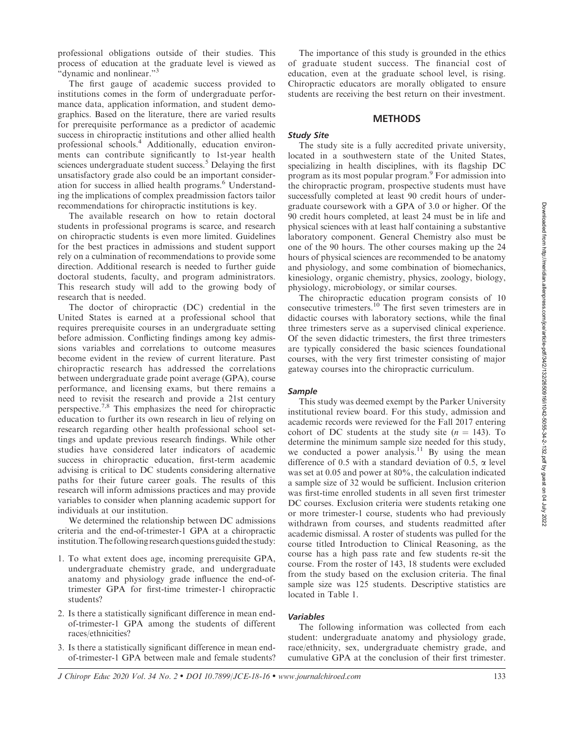professional obligations outside of their studies. This process of education at the graduate level is viewed as "dynamic and nonlinear."[3]

The first gauge of academic success provided to institutions comes in the form of undergraduate performance data, application information, and student demographics. Based on the literature, there are varied results for prerequisite performance as a predictor of academic success in chiropractic institutions and other allied health professional schools.[4] Additionally, education environments can contribute significantly to 1st-year health sciences undergraduate student success.[5] Delaying the first unsatisfactory grade also could be an important consideration for success in allied health programs.[6] Understanding the implications of complex preadmission factors tailor recommendations for chiropractic institutions is key.

The available research on how to retain doctoral students in professional programs is scarce, and research on chiropractic students is even more limited. Guidelines for the best practices in admissions and student support rely on a culmination of recommendations to provide some direction. Additional research is needed to further guide doctoral students, faculty, and program administrators. This research study will add to the growing body of research that is needed.

The doctor of chiropractic (DC) credential in the United States is earned at a professional school that requires prerequisite courses in an undergraduate setting before admission. Conflicting findings among key admissions variables and correlations to outcome measures become evident in the review of current literature. Past chiropractic research has addressed the correlations between undergraduate grade point average (GPA), course performance, and licensing exams, but there remains a need to revisit the research and provide a 21st century perspective.[7,8] This emphasizes the need for chiropractic education to further its own research in lieu of relying on research regarding other health professional school settings and update previous research findings. While other studies have considered later indicators of academic success in chiropractic education, first-term academic advising is critical to DC students considering alternative paths for their future career goals. The results of this research will inform admissions practices and may provide variables to consider when planning academic support for individuals at our institution.

We determined the relationship between DC admissions criteria and the end-of-trimester-1 GPA at a chiropractic institution. The following research questions guided the study:

1. To what extent does age, incoming prerequisite GPA, undergraduate chemistry grade, and undergraduate anatomy and physiology grade influence the end-of-trimester GPA for first-time trimester-1 chiropractic students?
2. Is there a statistically significant difference in mean end-of-trimester-1 GPA among the students of different races/ethnicities?
3. Is there a statistically significant difference in mean end-of-trimester-1 GPA between male and female students?

The importance of this study is grounded in the ethics of graduate student success. The financial cost of education, even at the graduate school level, is rising. Chiropractic educators are morally obligated to ensure students are receiving the best return on their investment.

## METHODS

### *Study Site*

The study site is a fully accredited private university, located in a southwestern state of the United States, specializing in health disciplines, with its flagship DC program as its most popular program.[9] For admission into the chiropractic program, prospective students must have successfully completed at least 90 credit hours of undergraduate coursework with a GPA of 3.0 or higher. Of the 90 credit hours completed, at least 24 must be in life and physical sciences with at least half containing a substantive laboratory component. General Chemistry also must be one of the 90 hours. The other courses making up the 24 hours of physical sciences are recommended to be anatomy and physiology, and some combination of biomechanics, kinesiology, organic chemistry, physics, zoology, biology, physiology, microbiology, or similar courses.

The chiropractic education program consists of 10 consecutive trimesters.[10] The first seven trimesters are in didactic courses with laboratory sections, while the final three trimesters serve as a supervised clinical experience. Of the seven didactic trimesters, the first three trimesters are typically considered the basic sciences foundational courses, with the very first trimester consisting of major gateway courses into the chiropractic curriculum.

### *Sample*

This study was deemed exempt by the Parker University institutional review board. For this study, admission and academic records were reviewed for the Fall 2017 entering cohort of DC students at the study site ($n = 143$). To determine the minimum sample size needed for this study, we conducted a power analysis.[11] By using the mean difference of 0.5 with a standard deviation of 0.5, $\alpha$ level was set at 0.05 and power at 80%, the calculation indicated a sample size of 32 would be sufficient. Inclusion criterion was first-time enrolled students in all seven first trimester DC courses. Exclusion criteria were students retaking one or more trimester-1 course, students who had previously withdrawn from courses, and students readmitted after academic dismissal. A roster of students was pulled for the course titled Introduction to Clinical Reasoning, as the course has a high pass rate and few students re-sit the course. From the roster of 143, 18 students were excluded from the study based on the exclusion criteria. The final sample size was 125 students. Descriptive statistics are located in Table 1.

### *Variables*

The following information was collected from each student: undergraduate anatomy and physiology grade, race/ethnicity, sex, undergraduate chemistry grade, and cumulative GPA at the conclusion of their first trimester.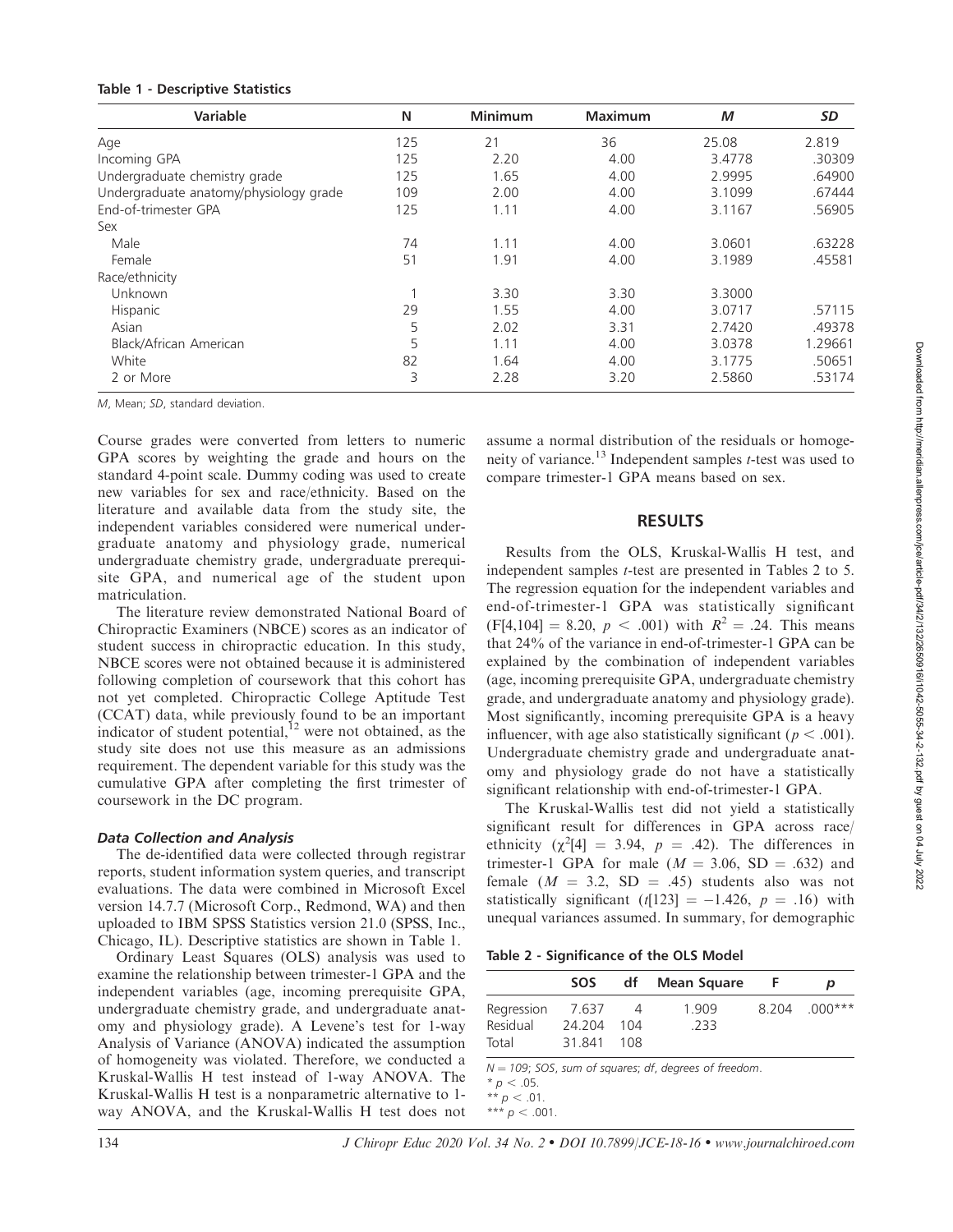**Table 1 - Descriptive Statistics**

| Variable | N | Minimum | Maximum | *M* | *SD* |
|---|---|---|---|---|---|
| Age | 125 | 21 | 36 | 25.08 | 2.819 |
| Incoming GPA | 125 | 2.20 | 4.00 | 3.4778 | .30309 |
| Undergraduate chemistry grade | 125 | 1.65 | 4.00 | 2.9995 | .64900 |
| Undergraduate anatomy/physiology grade | 109 | 2.00 | 4.00 | 3.1099 | .67444 |
| End-of-trimester GPA | 125 | 1.11 | 4.00 | 3.1167 | .56905 |
| Sex | | | | | |
| Male | 74 | 1.11 | 4.00 | 3.0601 | .63228 |
| Female | 51 | 1.91 | 4.00 | 3.1989 | .45581 |
| Race/ethnicity | | | | | |
| Unknown | 1 | 3.30 | 3.30 | 3.3000 | |
| Hispanic | 29 | 1.55 | 4.00 | 3.0717 | .57115 |
| Asian | 5 | 2.02 | 3.31 | 2.7420 | .49378 |
| Black/African American | 5 | 1.11 | 4.00 | 3.0378 | 1.29661 |
| White | 82 | 1.64 | 4.00 | 3.1775 | .50651 |
| 2 or More | 3 | 2.28 | 3.20 | 2.5860 | .53174 |

*M*, Mean; *SD*, standard deviation.

Course grades were converted from letters to numeric GPA scores by weighting the grade and hours on the standard 4-point scale. Dummy coding was used to create new variables for sex and race/ethnicity. Based on the literature and available data from the study site, the independent variables considered were numerical undergraduate anatomy and physiology grade, numerical undergraduate chemistry grade, undergraduate prerequisite GPA, and numerical age of the student upon matriculation.

The literature review demonstrated National Board of Chiropractic Examiners (NBCE) scores as an indicator of student success in chiropractic education. In this study, NBCE scores were not obtained because it is administered following completion of coursework that this cohort has not yet completed. Chiropractic College Aptitude Test (CCAT) data, while previously found to be an important indicator of student potential,[12] were not obtained, as the study site does not use this measure as an admissions requirement. The dependent variable for this study was the cumulative GPA after completing the first trimester of coursework in the DC program.

### *Data Collection and Analysis*

The de-identified data were collected through registrar reports, student information system queries, and transcript evaluations. The data were combined in Microsoft Excel version 14.7.7 (Microsoft Corp., Redmond, WA) and then uploaded to IBM SPSS Statistics version 21.0 (SPSS, Inc., Chicago, IL). Descriptive statistics are shown in Table 1.

Ordinary Least Squares (OLS) analysis was used to examine the relationship between trimester-1 GPA and the independent variables (age, incoming prerequisite GPA, undergraduate chemistry grade, and undergraduate anatomy and physiology grade). A Levene's test for 1-way Analysis of Variance (ANOVA) indicated the assumption of homogeneity was violated. Therefore, we conducted a Kruskal-Wallis H test instead of 1-way ANOVA. The Kruskal-Wallis H test is a nonparametric alternative to 1-way ANOVA, and the Kruskal-Wallis H test does not assume a normal distribution of the residuals or homogeneity of variance.[13] Independent samples *t*-test was used to compare trimester-1 GPA means based on sex.

## RESULTS

Results from the OLS, Kruskal-Wallis H test, and independent samples *t*-test are presented in Tables 2 to 5. The regression equation for the independent variables and end-of-trimester-1 GPA was statistically significant ($F[4,104] = 8.20$, $p < .001$) with $R^2 = .24$. This means that 24% of the variance in end-of-trimester-1 GPA can be explained by the combination of independent variables (age, incoming prerequisite GPA, undergraduate chemistry grade, and undergraduate anatomy and physiology grade). Most significantly, incoming prerequisite GPA is a heavy influencer, with age also statistically significant ($p < .001$). Undergraduate chemistry grade and undergraduate anatomy and physiology grade do not have a statistically significant relationship with end-of-trimester-1 GPA.

The Kruskal-Wallis test did not yield a statistically significant result for differences in GPA across race/ethnicity ($\chi^2[4] = 3.94$, $p = .42$). The differences in trimester-1 GPA for male ($M = 3.06$, $SD = .632$) and female ($M = 3.2$, $SD = .45$) students also was not statistically significant ($t[123] = -1.426$, $p = .16$) with unequal variances assumed. In summary, for demographic

**Table 2 - Significance of the OLS Model**

| | SOS | df | Mean Square | F | *p* |
|---|---|---|---|---|---|
| Regression | 7.637 | 4 | 1.909 | 8.204 | .000*** |
| Residual | 24.204 | 104 | .233 | | |
| Total | 31.841 | 108 | | | |

$N = 109$; SOS, sum of squares; df, degrees of freedom.
* $p < .05$.
** $p < .01$.
*** $p < .001$.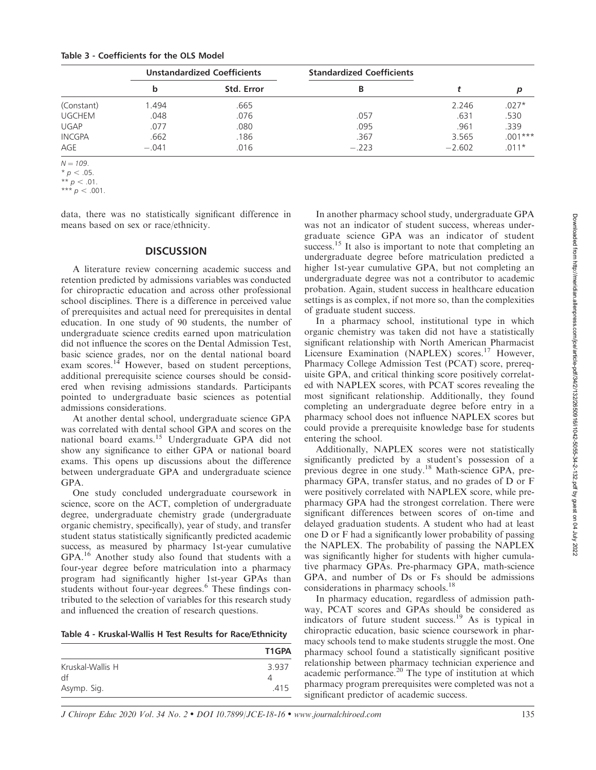Table 3 - Coefficients for the OLS Model

| | Unstandardized Coefficients | | Standardized Coefficients | | |
|---|---|---|---|---|---|
| | b | Std. Error | B | t | p |
| (Constant) | 1.494 | .665 | | 2.246 | .027* |
| UGCHEM | .048 | .076 | .057 | .631 | .530 |
| UGAP | .077 | .080 | .095 | .961 | .339 |
| INCGPA | .662 | .186 | .367 | 3.565 | .001*** |
| AGE | −.041 | .016 | −.223 | −2.602 | .011* |

$N = 109$.
* $p < .05$.
** $p < .01$.
*** $p < .001$.

data, there was no statistically significant difference in means based on sex or race/ethnicity.

## DISCUSSION

A literature review concerning academic success and retention predicted by admissions variables was conducted for chiropractic education and across other professional school disciplines. There is a difference in perceived value of prerequisites and actual need for prerequisites in dental education. In one study of 90 students, the number of undergraduate science credits earned upon matriculation did not influence the scores on the Dental Admission Test, basic science grades, nor on the dental national board exam scores.[14] However, based on student perceptions, additional prerequisite science courses should be considered when revising admissions standards. Participants pointed to undergraduate basic sciences as potential admissions considerations.

At another dental school, undergraduate science GPA was correlated with dental school GPA and scores on the national board exams.[15] Undergraduate GPA did not show any significance to either GPA or national board exams. This opens up discussions about the difference between undergraduate GPA and undergraduate science GPA.

One study concluded undergraduate coursework in science, score on the ACT, completion of undergraduate degree, undergraduate chemistry grade (undergraduate organic chemistry, specifically), year of study, and transfer student status statistically significantly predicted academic success, as measured by pharmacy 1st-year cumulative GPA.[16] Another study also found that students with a four-year degree before matriculation into a pharmacy program had significantly higher 1st-year GPAs than students without four-year degrees.[6] These findings contributed to the selection of variables for this research study and influenced the creation of research questions.

Table 4 - Kruskal-Wallis H Test Results for Race/Ethnicity

| | T1GPA |
|---|---|
| Kruskal-Wallis H | 3.937 |
| df | 4 |
| Asymp. Sig. | .415 |

In another pharmacy school study, undergraduate GPA was not an indicator of student success, whereas undergraduate science GPA was an indicator of student success.[15] It also is important to note that completing an undergraduate degree before matriculation predicted a higher 1st-year cumulative GPA, but not completing an undergraduate degree was not a contributor to academic probation. Again, student success in healthcare education settings is as complex, if not more so, than the complexities of graduate student success.

In a pharmacy school, institutional type in which organic chemistry was taken did not have a statistically significant relationship with North American Pharmacist Licensure Examination (NAPLEX) scores.[17] However, Pharmacy College Admission Test (PCAT) score, prerequisite GPA, and critical thinking score positively correlated with NAPLEX scores, with PCAT scores revealing the most significant relationship. Additionally, they found completing an undergraduate degree before entry in a pharmacy school does not influence NAPLEX scores but could provide a prerequisite knowledge base for students entering the school.

Additionally, NAPLEX scores were not statistically significantly predicted by a student's possession of a previous degree in one study.[18] Math-science GPA, prepharmacy GPA, transfer status, and no grades of D or F were positively correlated with NAPLEX score, while prepharmacy GPA had the strongest correlation. There were significant differences between scores of on-time and delayed graduation students. A student who had at least one D or F had a significantly lower probability of passing the NAPLEX. The probability of passing the NAPLEX was significantly higher for students with higher cumulative pharmacy GPAs. Pre-pharmacy GPA, math-science GPA, and number of Ds or Fs should be admissions considerations in pharmacy schools.[18]

In pharmacy education, regardless of admission pathway, PCAT scores and GPAs should be considered as indicators of future student success.[19] As is typical in chiropractic education, basic science coursework in pharmacy schools tend to make students struggle the most. One pharmacy school found a statistically significant positive relationship between pharmacy technician experience and academic performance.[20] The type of institution at which pharmacy program prerequisites were completed was not a significant predictor of academic success.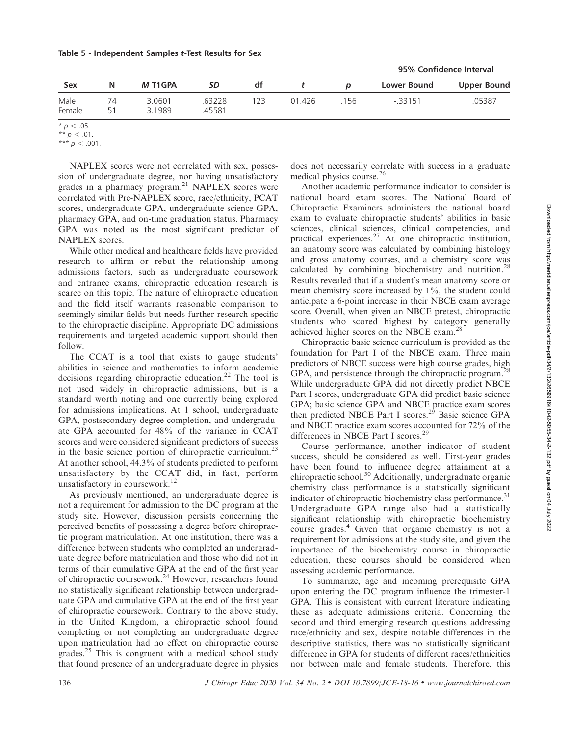**Table 5 - Independent Samples *t*-Test Results for Sex**

| Sex | N | *M* T1GPA | *SD* | df | *t* | *p* | 95% Confidence Interval | |
|---|---|---|---|---|---|---|---|---|
| | | | | | | | Lower Bound | Upper Bound |
| Male | 74 | 3.0601 | .63228 | 123 | 01.426 | .156 | -.33151 | .05387 |
| Female | 51 | 3.1989 | .45581 | | | | | |

\* $p < .05$.
\*\* $p < .01$.
\*\*\* $p < .001$.

NAPLEX scores were not correlated with sex, possession of undergraduate degree, nor having unsatisfactory grades in a pharmacy program.[21] NAPLEX scores were correlated with Pre-NAPLEX score, race/ethnicity, PCAT scores, undergraduate GPA, undergraduate science GPA, pharmacy GPA, and on-time graduation status. Pharmacy GPA was noted as the most significant predictor of NAPLEX scores.

While other medical and healthcare fields have provided research to affirm or rebut the relationship among admissions factors, such as undergraduate coursework and entrance exams, chiropractic education research is scarce on this topic. The nature of chiropractic education and the field itself warrants reasonable comparison to seemingly similar fields but needs further research specific to the chiropractic discipline. Appropriate DC admissions requirements and targeted academic support should then follow.

The CCAT is a tool that exists to gauge students' abilities in science and mathematics to inform academic decisions regarding chiropractic education.[22] The tool is not used widely in chiropractic admissions, but is a standard worth noting and one currently being explored for admissions implications. At 1 school, undergraduate GPA, postsecondary degree completion, and undergraduate GPA accounted for 48% of the variance in CCAT scores and were considered significant predictors of success in the basic science portion of chiropractic curriculum.[23] At another school, 44.3% of students predicted to perform unsatisfactory by the CCAT did, in fact, perform unsatisfactory in coursework.[12]

As previously mentioned, an undergraduate degree is not a requirement for admission to the DC program at the study site. However, discussion persists concerning the perceived benefits of possessing a degree before chiropractic program matriculation. At one institution, there was a difference between students who completed an undergraduate degree before matriculation and those who did not in terms of their cumulative GPA at the end of the first year of chiropractic coursework.[24] However, researchers found no statistically significant relationship between undergraduate GPA and cumulative GPA at the end of the first year of chiropractic coursework. Contrary to the above study, in the United Kingdom, a chiropractic school found completing or not completing an undergraduate degree upon matriculation had no effect on chiropractic course grades.[25] This is congruent with a medical school study that found presence of an undergraduate degree in physics does not necessarily correlate with success in a graduate medical physics course.[26]

Another academic performance indicator to consider is national board exam scores. The National Board of Chiropractic Examiners administers the national board exam to evaluate chiropractic students' abilities in basic sciences, clinical sciences, clinical competencies, and practical experiences.[27] At one chiropractic institution, an anatomy score was calculated by combining histology and gross anatomy courses, and a chemistry score was calculated by combining biochemistry and nutrition.[28] Results revealed that if a student's mean anatomy score or mean chemistry score increased by 1%, the student could anticipate a 6-point increase in their NBCE exam average score. Overall, when given an NBCE pretest, chiropractic students who scored highest by category generally achieved higher scores on the NBCE exam.[28]

Chiropractic basic science curriculum is provided as the foundation for Part I of the NBCE exam. Three main predictors of NBCE success were high course grades, high GPA, and persistence through the chiropractic program.[28] While undergraduate GPA did not directly predict NBCE Part I scores, undergraduate GPA did predict basic science GPA; basic science GPA and NBCE practice exam scores then predicted NBCE Part I scores.[29] Basic science GPA and NBCE practice exam scores accounted for 72% of the differences in NBCE Part I scores.[29]

Course performance, another indicator of student success, should be considered as well. First-year grades have been found to influence degree attainment at a chiropractic school.[30] Additionally, undergraduate organic chemistry class performance is a statistically significant indicator of chiropractic biochemistry class performance.[31] Undergraduate GPA range also had a statistically significant relationship with chiropractic biochemistry course grades.[4] Given that organic chemistry is not a requirement for admissions at the study site, and given the importance of the biochemistry course in chiropractic education, these courses should be considered when assessing academic performance.

To summarize, age and incoming prerequisite GPA upon entering the DC program influence the trimester-1 GPA. This is consistent with current literature indicating these as adequate admissions criteria. Concerning the second and third emerging research questions addressing race/ethnicity and sex, despite notable differences in the descriptive statistics, there was no statistically significant difference in GPA for students of different races/ethnicities nor between male and female students. Therefore, this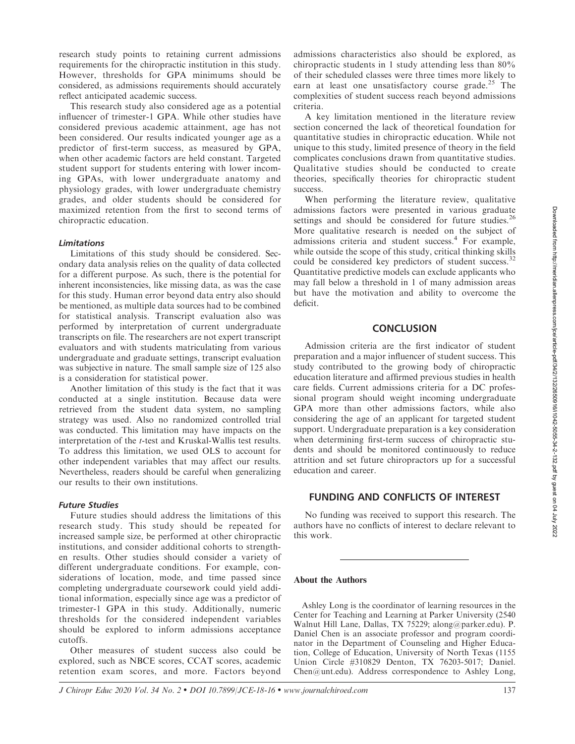research study points to retaining current admissions requirements for the chiropractic institution in this study. However, thresholds for GPA minimums should be considered, as admissions requirements should accurately reflect anticipated academic success.

This research study also considered age as a potential influencer of trimester-1 GPA. While other studies have considered previous academic attainment, age has not been considered. Our results indicated younger age as a predictor of first-term success, as measured by GPA, when other academic factors are held constant. Targeted student support for students entering with lower incoming GPAs, with lower undergraduate anatomy and physiology grades, with lower undergraduate chemistry grades, and older students should be considered for maximized retention from the first to second terms of chiropractic education.

### *Limitations*

Limitations of this study should be considered. Secondary data analysis relies on the quality of data collected for a different purpose. As such, there is the potential for inherent inconsistencies, like missing data, as was the case for this study. Human error beyond data entry also should be mentioned, as multiple data sources had to be combined for statistical analysis. Transcript evaluation also was performed by interpretation of current undergraduate transcripts on file. The researchers are not expert transcript evaluators and with students matriculating from various undergraduate and graduate settings, transcript evaluation was subjective in nature. The small sample size of 125 also is a consideration for statistical power.

Another limitation of this study is the fact that it was conducted at a single institution. Because data were retrieved from the student data system, no sampling strategy was used. Also no randomized controlled trial was conducted. This limitation may have impacts on the interpretation of the *t*-test and Kruskal-Wallis test results. To address this limitation, we used OLS to account for other independent variables that may affect our results. Nevertheless, readers should be careful when generalizing our results to their own institutions.

### *Future Studies*

Future studies should address the limitations of this research study. This study should be repeated for increased sample size, be performed at other chiropractic institutions, and consider additional cohorts to strengthen results. Other studies should consider a variety of different undergraduate conditions. For example, considerations of location, mode, and time passed since completing undergraduate coursework could yield additional information, especially since age was a predictor of trimester-1 GPA in this study. Additionally, numeric thresholds for the considered independent variables should be explored to inform admissions acceptance cutoffs.

Other measures of student success also could be explored, such as NBCE scores, CCAT scores, academic retention exam scores, and more. Factors beyond admissions characteristics also should be explored, as chiropractic students in 1 study attending less than 80% of their scheduled classes were three times more likely to earn at least one unsatisfactory course grade.[25] The complexities of student success reach beyond admissions criteria.

A key limitation mentioned in the literature review section concerned the lack of theoretical foundation for quantitative studies in chiropractic education. While not unique to this study, limited presence of theory in the field complicates conclusions drawn from quantitative studies. Qualitative studies should be conducted to create theories, specifically theories for chiropractic student success.

When performing the literature review, qualitative admissions factors were presented in various graduate settings and should be considered for future studies.[26] More qualitative research is needed on the subject of admissions criteria and student success.[4] For example, while outside the scope of this study, critical thinking skills could be considered key predictors of student success.[32] Quantitative predictive models can exclude applicants who may fall below a threshold in 1 of many admission areas but have the motivation and ability to overcome the deficit.

## CONCLUSION

Admission criteria are the first indicator of student preparation and a major influencer of student success. This study contributed to the growing body of chiropractic education literature and affirmed previous studies in health care fields. Current admissions criteria for a DC professional program should weight incoming undergraduate GPA more than other admissions factors, while also considering the age of an applicant for targeted student support. Undergraduate preparation is a key consideration when determining first-term success of chiropractic students and should be monitored continuously to reduce attrition and set future chiropractors up for a successful education and career.

## FUNDING AND CONFLICTS OF INTEREST

No funding was received to support this research. The authors have no conflicts of interest to declare relevant to this work.

---

**About the Authors**

Ashley Long is the coordinator of learning resources in the Center for Teaching and Learning at Parker University (2540 Walnut Hill Lane, Dallas, TX 75229; along@parker.edu). P. Daniel Chen is an associate professor and program coordinator in the Department of Counseling and Higher Education, College of Education, University of North Texas (1155 Union Circle #310829 Denton, TX 76203-5017; Daniel.Chen@unt.edu). Address correspondence to Ashley Long,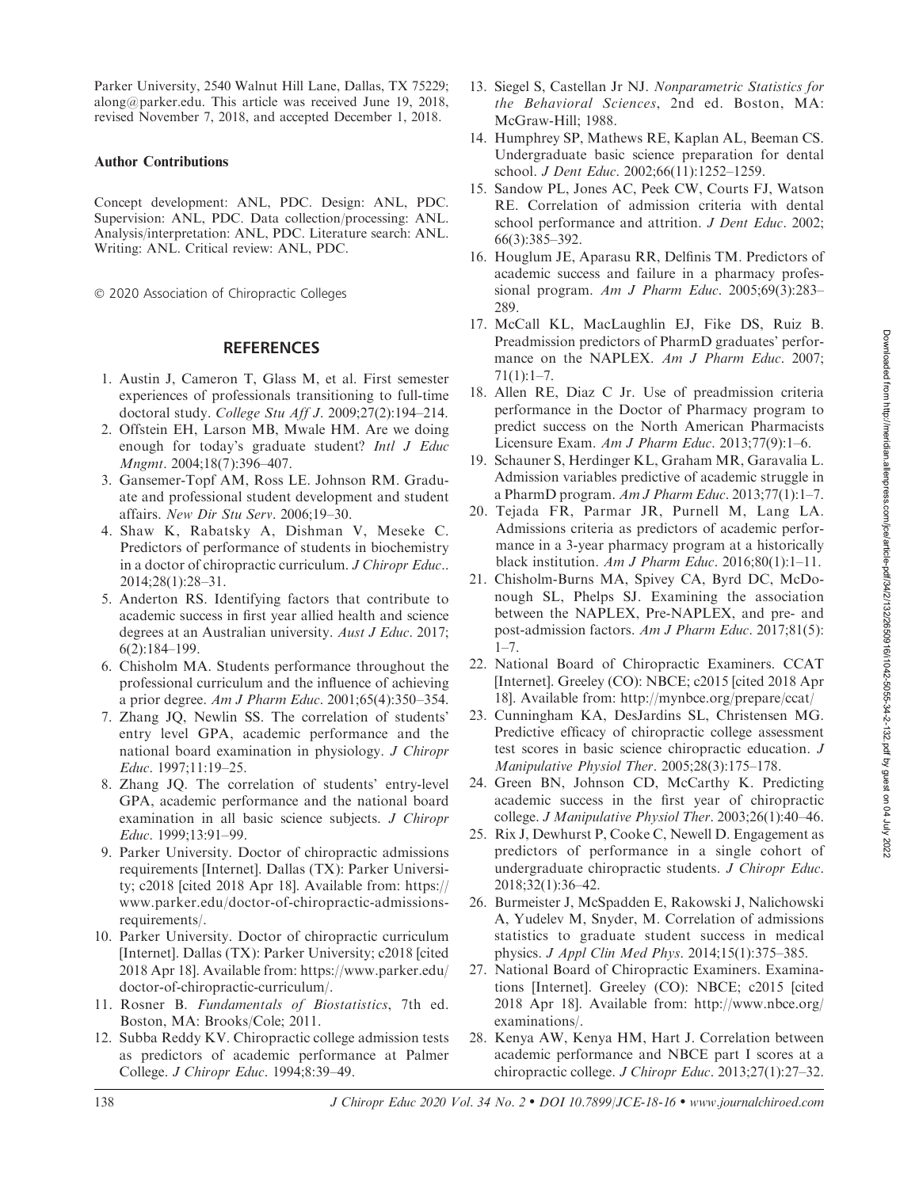Parker University, 2540 Walnut Hill Lane, Dallas, TX 75229; along@parker.edu. This article was received June 19, 2018, revised November 7, 2018, and accepted December 1, 2018.

### Author Contributions

Concept development: ANL, PDC. Design: ANL, PDC. Supervision: ANL, PDC. Data collection/processing: ANL. Analysis/interpretation: ANL, PDC. Literature search: ANL. Writing: ANL. Critical review: ANL, PDC.

© 2020 Association of Chiropractic Colleges

## REFERENCES

1. Austin J, Cameron T, Glass M, et al. First semester experiences of professionals transitioning to full-time doctoral study. *College Stu Aff J*. 2009;27(2):194–214.
2. Offstein EH, Larson MB, Mwale HM. Are we doing enough for today's graduate student? *Intl J Educ Mngmt*. 2004;18(7):396–407.
3. Gansemer-Topf AM, Ross LE. Johnson RM. Graduate and professional student development and student affairs. *New Dir Stu Serv*. 2006;19–30.
4. Shaw K, Rabatsky A, Dishman V, Meseke C. Predictors of performance of students in biochemistry in a doctor of chiropractic curriculum. *J Chiropr Educ.*. 2014;28(1):28–31.
5. Anderton RS. Identifying factors that contribute to academic success in first year allied health and science degrees at an Australian university. *Aust J Educ*. 2017; 6(2):184–199.
6. Chisholm MA. Students performance throughout the professional curriculum and the influence of achieving a prior degree. *Am J Pharm Educ*. 2001;65(4):350–354.
7. Zhang JQ, Newlin SS. The correlation of students' entry level GPA, academic performance and the national board examination in physiology. *J Chiropr Educ*. 1997;11:19–25.
8. Zhang JQ. The correlation of students' entry-level GPA, academic performance and the national board examination in all basic science subjects. *J Chiropr Educ*. 1999;13:91–99.
9. Parker University. Doctor of chiropractic admissions requirements [Internet]. Dallas (TX): Parker University; c2018 [cited 2018 Apr 18]. Available from: https://www.parker.edu/doctor-of-chiropractic-admissions-requirements/.
10. Parker University. Doctor of chiropractic curriculum [Internet]. Dallas (TX): Parker University; c2018 [cited 2018 Apr 18]. Available from: https://www.parker.edu/doctor-of-chiropractic-curriculum/.
11. Rosner B. *Fundamentals of Biostatistics*, 7th ed. Boston, MA: Brooks/Cole; 2011.
12. Subba Reddy KV. Chiropractic college admission tests as predictors of academic performance at Palmer College. *J Chiropr Educ*. 1994;8:39–49.
13. Siegel S, Castellan Jr NJ. *Nonparametric Statistics for the Behavioral Sciences*, 2nd ed. Boston, MA: McGraw-Hill; 1988.
14. Humphrey SP, Mathews RE, Kaplan AL, Beeman CS. Undergraduate basic science preparation for dental school. *J Dent Educ*. 2002;66(11):1252–1259.
15. Sandow PL, Jones AC, Peek CW, Courts FJ, Watson RE. Correlation of admission criteria with dental school performance and attrition. *J Dent Educ*. 2002; 66(3):385–392.
16. Houglum JE, Aparasu RR, Delfinis TM. Predictors of academic success and failure in a pharmacy professional program. *Am J Pharm Educ*. 2005;69(3):283–289.
17. McCall KL, MacLaughlin EJ, Fike DS, Ruiz B. Preadmission predictors of PharmD graduates' performance on the NAPLEX. *Am J Pharm Educ*. 2007; 71(1):1–7.
18. Allen RE, Diaz C Jr. Use of preadmission criteria performance in the Doctor of Pharmacy program to predict success on the North American Pharmacists Licensure Exam. *Am J Pharm Educ*. 2013;77(9):1–6.
19. Schauner S, Herdinger KL, Graham MR, Garavalia L. Admission variables predictive of academic struggle in a PharmD program. *Am J Pharm Educ*. 2013;77(1):1–7.
20. Tejada FR, Parmar JR, Purnell M, Lang LA. Admissions criteria as predictors of academic performance in a 3-year pharmacy program at a historically black institution. *Am J Pharm Educ*. 2016;80(1):1–11.
21. Chisholm-Burns MA, Spivey CA, Byrd DC, McDonough SL, Phelps SJ. Examining the association between the NAPLEX, Pre-NAPLEX, and pre- and post-admission factors. *Am J Pharm Educ*. 2017;81(5): 1–7.
22. National Board of Chiropractic Examiners. CCAT [Internet]. Greeley (CO): NBCE; c2015 [cited 2018 Apr 18]. Available from: http://mynbce.org/prepare/ccat/
23. Cunningham KA, DesJardins SL, Christensen MG. Predictive efficacy of chiropractic college assessment test scores in basic science chiropractic education. *J Manipulative Physiol Ther*. 2005;28(3):175–178.
24. Green BN, Johnson CD, McCarthy K. Predicting academic success in the first year of chiropractic college. *J Manipulative Physiol Ther*. 2003;26(1):40–46.
25. Rix J, Dewhurst P, Cooke C, Newell D. Engagement as predictors of performance in a single cohort of undergraduate chiropractic students. *J Chiropr Educ*. 2018;32(1):36–42.
26. Burmeister J, McSpadden E, Rakowski J, Nalichowski A, Yudelev M, Snyder, M. Correlation of admissions statistics to graduate student success in medical physics. *J Appl Clin Med Phys*. 2014;15(1):375–385.
27. National Board of Chiropractic Examiners. Examinations [Internet]. Greeley (CO): NBCE; c2015 [cited 2018 Apr 18]. Available from: http://www.nbce.org/examinations/.
28. Kenya AW, Kenya HM, Hart J. Correlation between academic performance and NBCE part I scores at a chiropractic college. *J Chiropr Educ*. 2013;27(1):27–32.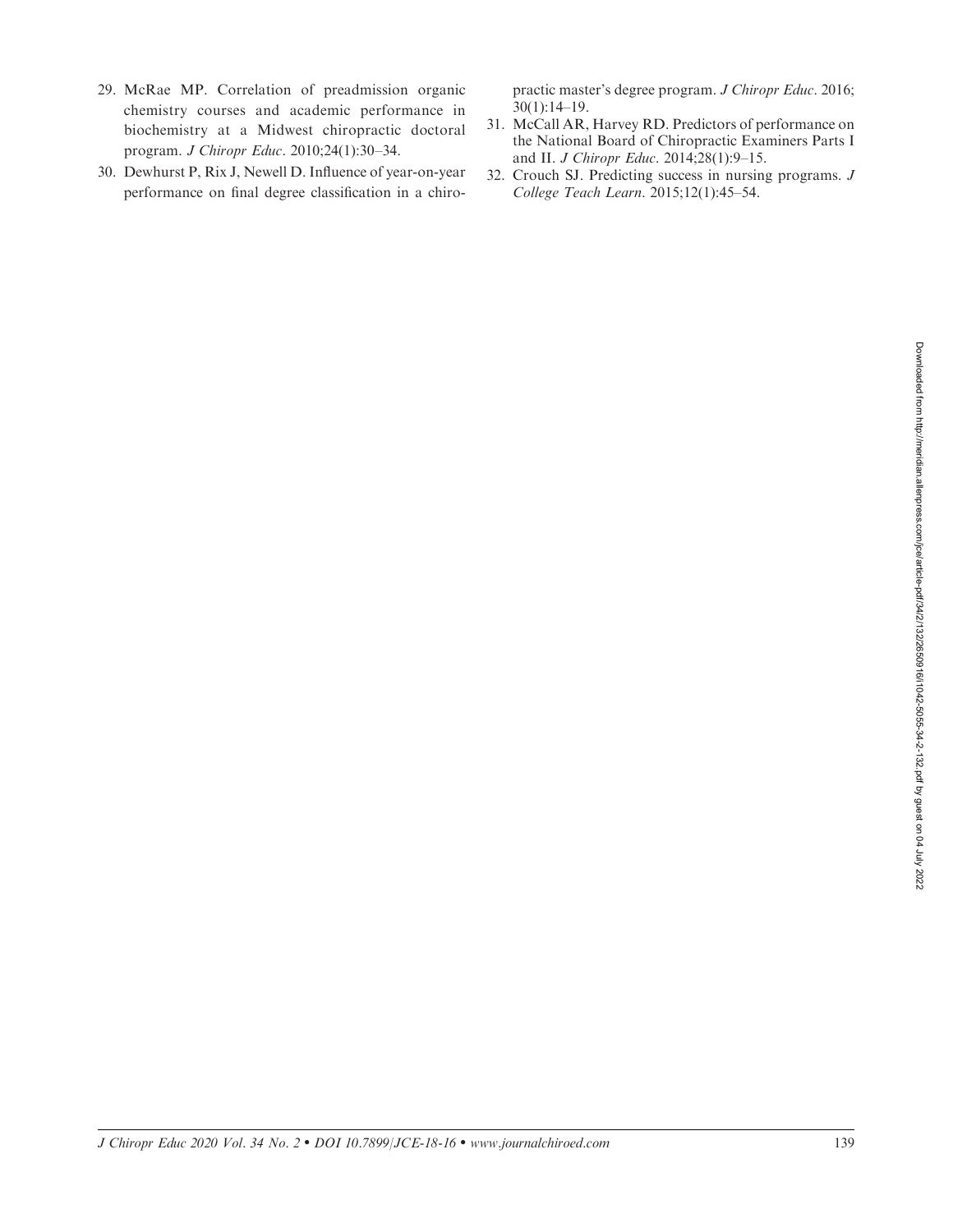29. McRae MP. Correlation of preadmission organic chemistry courses and academic performance in biochemistry at a Midwest chiropractic doctoral program. *J Chiropr Educ*. 2010;24(1):30–34.
30. Dewhurst P, Rix J, Newell D. Influence of year-on-year performance on final degree classification in a chiropractic master's degree program. *J Chiropr Educ*. 2016; 30(1):14–19.
31. McCall AR, Harvey RD. Predictors of performance on the National Board of Chiropractic Examiners Parts I and II. *J Chiropr Educ*. 2014;28(1):9–15.
32. Crouch SJ. Predicting success in nursing programs. *J College Teach Learn*. 2015;12(1):45–54.